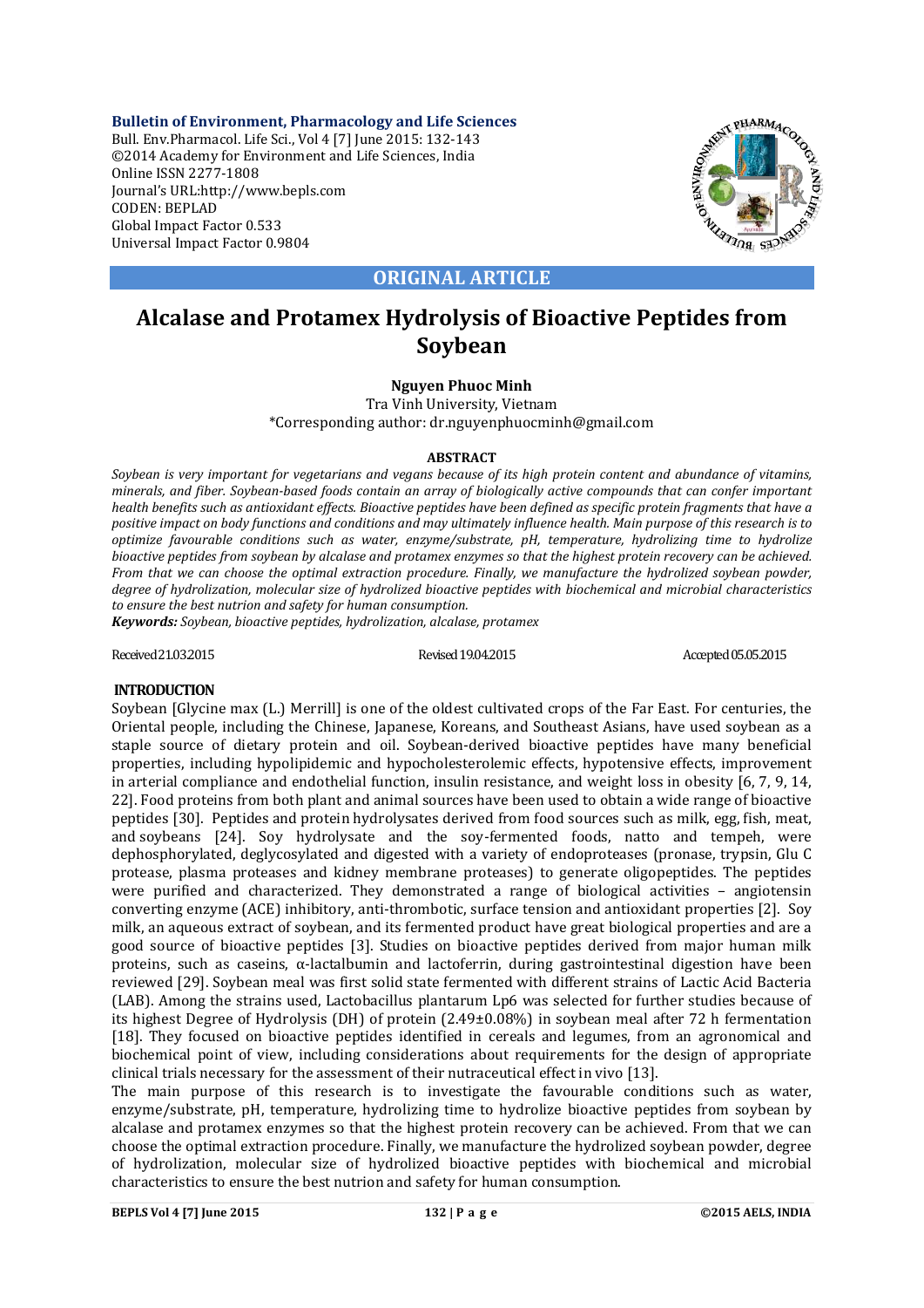**Bulletin of Environment, Pharmacology and Life Sciences**
Bull. Env.Pharmacol. Life Sci., Vol 4 [7] June 2015: 132-143
©2014 Academy for Environment and Life Sciences, India
Online ISSN 2277-1808
Journal's URL:http://www.bepls.com
CODEN: BEPLAD
Global Impact Factor 0.533
Universal Impact Factor 0.9804

**ORIGINAL ARTICLE**

# Alcalase and Protamex Hydrolysis of Bioactive Peptides from Soybean

**Nguyen Phuoc Minh**

Tra Vinh University, Vietnam
*Corresponding author: dr.nguyenphuocminh@gmail.com

**ABSTRACT**

*Soybean is very important for vegetarians and vegans because of its high protein content and abundance of vitamins, minerals, and fiber. Soybean-based foods contain an array of biologically active compounds that can confer important health benefits such as antioxidant effects. Bioactive peptides have been defined as specific protein fragments that have a positive impact on body functions and conditions and may ultimately influence health. Main purpose of this research is to optimize favourable conditions such as water, enzyme/substrate, pH, temperature, hydrolyzing time to hydrolyze bioactive peptides from soybean by alcalase and protamex enzymes so that the highest protein recovery can be achieved. From that we can choose the optimal extraction procedure. Finally, we manufacture the hydrolized soybean powder, degree of hydrolization, molecular size of hydrolized bioactive peptides with biochemical and microbial characteristics to ensure the best nutrion and safety for human consumption.*

***Keywords:*** *Soybean, bioactive peptides, hydrolization, alcalase, protamex*

Received 21.03.2015 Revised 19.04.2015 Accepted 05.05.2015

## INTRODUCTION

Soybean [Glycine max (L.) Merrill] is one of the oldest cultivated crops of the Far East. For centuries, the Oriental people, including the Chinese, Japanese, Koreans, and Southeast Asians, have used soybean as a staple source of dietary protein and oil. Soybean-derived bioactive peptides have many beneficial properties, including hypolipidemic and hypocholesterolemic effects, hypotensive effects, improvement in arterial compliance and endothelial function, insulin resistance, and weight loss in obesity [6, 7, 9, 14, 22]. Food proteins from both plant and animal sources have been used to obtain a wide range of bioactive peptides [30]. Peptides and protein hydrolysates derived from food sources such as milk, egg, fish, meat, and soybeans [24]. Soy hydrolysate and the soy-fermented foods, natto and tempeh, were dephosphorylated, deglycosylated and digested with a variety of endoproteases (pronase, trypsin, Glu C protease, plasma proteases and kidney membrane proteases) to generate oligopeptides. The peptides were purified and characterized. They demonstrated a range of biological activities – angiotensin converting enzyme (ACE) inhibitory, anti-thrombotic, surface tension and antioxidant properties [2]. Soy milk, an aqueous extract of soybean, and its fermented product have great biological properties and are a good source of bioactive peptides [3]. Studies on bioactive peptides derived from major human milk proteins, such as caseins, α-lactalbumin and lactoferrin, during gastrointestinal digestion have been reviewed [29]. Soybean meal was first solid state fermented with different strains of Lactic Acid Bacteria (LAB). Among the strains used, Lactobacillus plantarum Lp6 was selected for further studies because of its highest Degree of Hydrolysis (DH) of protein (2.49±0.08%) in soybean meal after 72 h fermentation [18]. They focused on bioactive peptides identified in cereals and legumes, from an agronomical and biochemical point of view, including considerations about requirements for the design of appropriate clinical trials necessary for the assessment of their nutraceutical effect in vivo [13].

The main purpose of this research is to investigate the favourable conditions such as water, enzyme/substrate, pH, temperature, hydrolizing time to hydrolize bioactive peptides from soybean by alcalase and protamex enzymes so that the highest protein recovery can be achieved. From that we can choose the optimal extraction procedure. Finally, we manufacture the hydrolized soybean powder, degree of hydrolization, molecular size of hydrolized bioactive peptides with biochemical and microbial characteristics to ensure the best nutrion and safety for human consumption.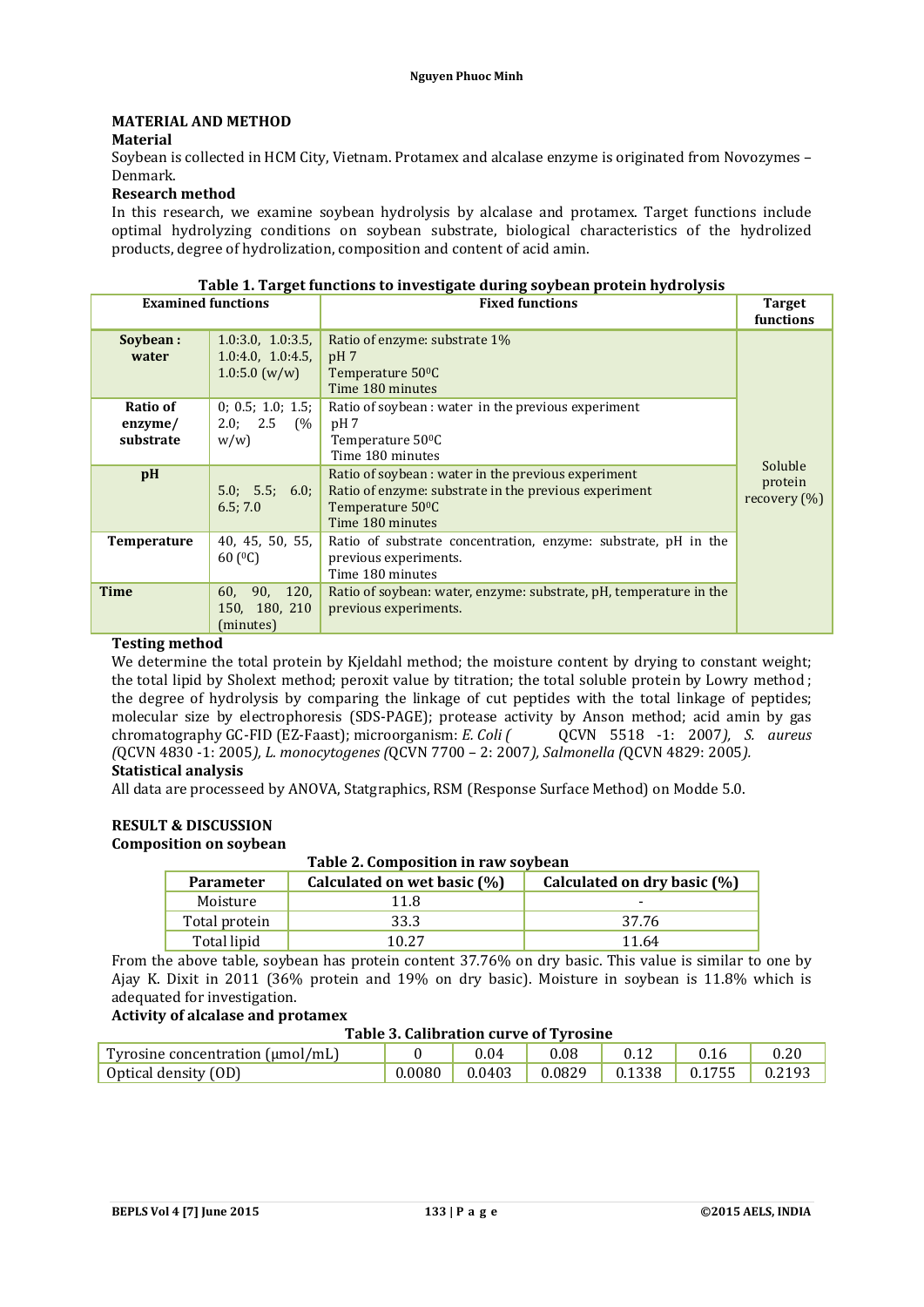## MATERIAL AND METHOD

### Material

Soybean is collected in HCM City, Vietnam. Protamex and alcalase enzyme is originated from Novozymes – Denmark.

### Research method

In this research, we examine soybean hydrolysis by alcalase and protamex. Target functions include optimal hydrolyzing conditions on soybean substrate, biological characteristics of the hydrolized products, degree of hydrolization, composition and content of acid amin.

**Table 1. Target functions to investigate during soybean protein hydrolysis**

| Examined functions | | Fixed functions | Target functions |
|---|---|---|---|
| **Soybean : water** | 1.0:3.0, 1.0:3.5, 1.0:4.0, 1.0:4.5, 1.0:5.0 (w/w) | Ratio of enzyme: substrate 1%<br>pH 7<br>Temperature 50$^0$C<br>Time 180 minutes | Soluble protein recovery (%) |
| **Ratio of enzyme/ substrate** | 0; 0.5; 1.0; 1.5; 2.0; 2.5 (% w/w) | Ratio of soybean : water in the previous experiment<br>pH 7<br>Temperature 50$^0$C<br>Time 180 minutes | |
| **pH** | 5.0; 5.5; 6.0; 6.5; 7.0 | Ratio of soybean : water in the previous experiment<br>Ratio of enzyme: substrate in the previous experiment<br>Temperature 50$^0$C<br>Time 180 minutes | |
| **Temperature** | 40, 45, 50, 55, 60 ($^0$C) | Ratio of substrate concentration, enzyme: substrate, pH in the previous experiments.<br>Time 180 minutes | |
| **Time** | 60, 90, 120, 150, 180, 210 (minutes) | Ratio of soybean: water, enzyme: substrate, pH, temperature in the previous experiments. | |

### Testing method

We determine the total protein by Kjeldahl method; the moisture content by drying to constant weight; the total lipid by Sholext method; peroxit value by titration; the total soluble protein by Lowry method ; the degree of hydrolysis by comparing the linkage of cut peptides with the total linkage of peptides; molecular size by electrophoresis (SDS-PAGE); protease activity by Anson method; acid amin by gas chromatography GC-FID (EZ-Faast); microorganism: *E. Coli (* QCVN 5518 -1: 2007*), S. aureus (*QCVN 4830 -1: 2005*), L. monocytogenes (*QCVN 7700 – 2: 2007*), Salmonella (*QCVN 4829: 2005*).*

### Statistical analysis

All data are processeed by ANOVA, Statgraphics, RSM (Response Surface Method) on Modde 5.0.

## RESULT & DISCUSSION

### Composition on soybean

**Table 2. Composition in raw soybean**

| Parameter | Calculated on wet basic (%) | Calculated on dry basic (%) |
|---|---|---|
| Moisture | 11.8 | - |
| Total protein | 33.3 | 37.76 |
| Total lipid | 10.27 | 11.64 |

From the above table, soybean has protein content 37.76% on dry basic. This value is similar to one by Ajay K. Dixit in 2011 (36% protein and 19% on dry basic). Moisture in soybean is 11.8% which is adequated for investigation.

### Activity of alcalase and protamex

**Table 3. Calibration curve of Tyrosine**

| Tyrosine concentration (µmol/mL) | 0 | 0.04 | 0.08 | 0.12 | 0.16 | 0.20 |
|---|---|---|---|---|---|---|
| Optical density (OD) | 0.0080 | 0.0403 | 0.0829 | 0.1338 | 0.1755 | 0.2193 |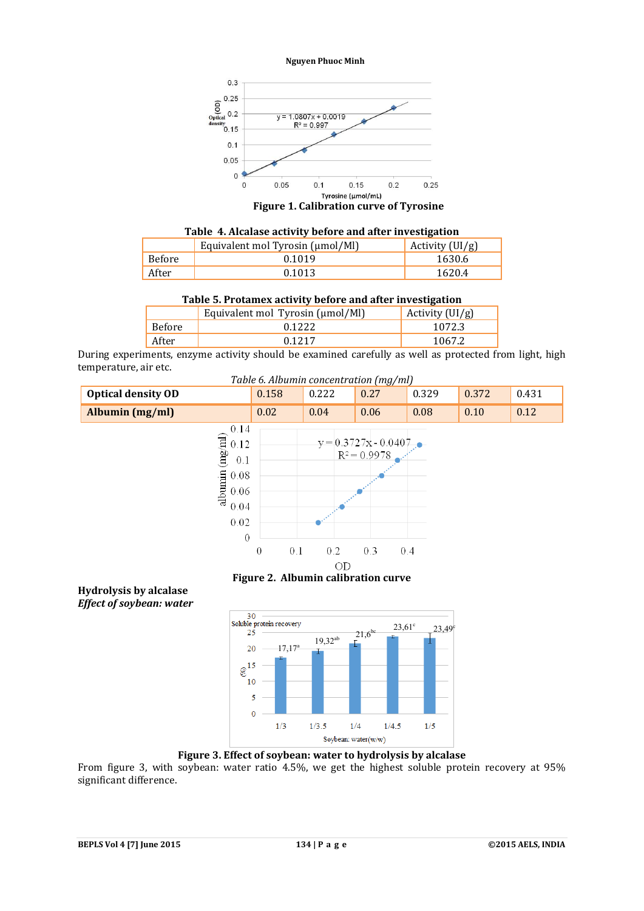**Figure 1. Calibration curve of Tyrosine**

**Table 4. Alcalase activity before and after investigation**

| | Equivalent mol Tyrosin (µmol/Ml) | Activity (UI/g) |
|---|---|---|
| Before | 0.1019 | 1630.6 |
| After | 0.1013 | 1620.4 |

**Table 5. Protamex activity before and after investigation**

| | Equivalent mol Tyrosin (µmol/Ml) | Activity (UI/g) |
|---|---|---|
| Before | 0.1222 | 1072.3 |
| After | 0.1217 | 1067.2 |

During experiments, enzyme activity should be examined carefully as well as protected from light, high temperature, air etc.

*Table 6. Albumin concentration (mg/ml)*

| **Optical density OD** | 0.158 | 0.222 | 0.27 | 0.329 | 0.372 | 0.431 |
|---|---|---|---|---|---|---|
| **Albumin (mg/ml)** | 0.02 | 0.04 | 0.06 | 0.08 | 0.10 | 0.12 |

**Figure 2. Albumin calibration curve**

**Hydrolysis by alcalase**

***Effect of soybean: water***

**Figure 3. Effect of soybean: water to hydrolysis by alcalase**

From figure 3, with soybean: water ratio 4.5%, we get the highest soluble protein recovery at 95% significant difference.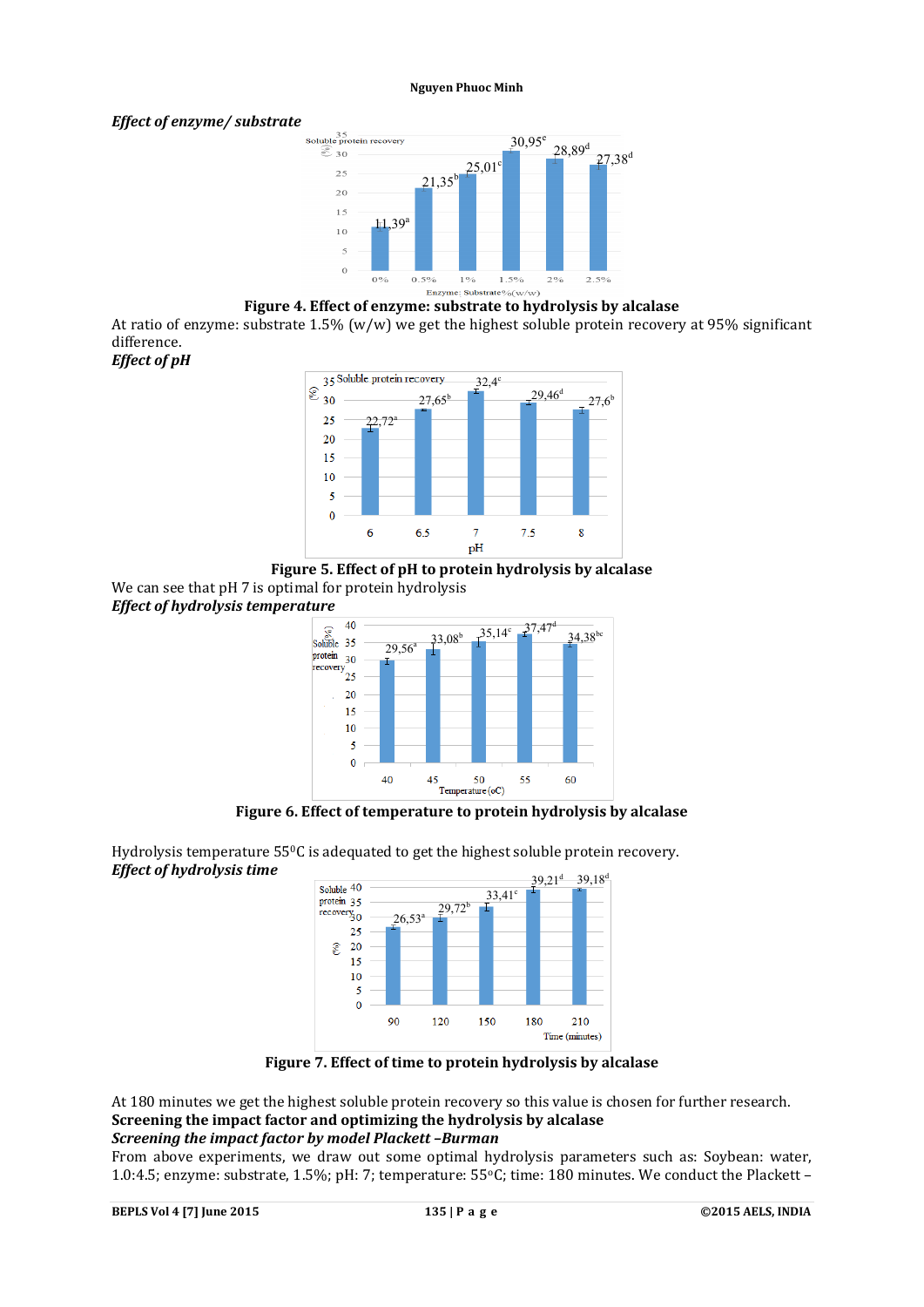*Effect of enzyme/ substrate*

**Figure 4. Effect of enzyme: substrate to hydrolysis by alcalase**

At ratio of enzyme: substrate 1.5% (w/w) we get the highest soluble protein recovery at 95% significant difference.

*Effect of pH*

**Figure 5. Effect of pH to protein hydrolysis by alcalase**

We can see that pH 7 is optimal for protein hydrolysis

*Effect of hydrolysis temperature*

**Figure 6. Effect of temperature to protein hydrolysis by alcalase**

Hydrolysis temperature 55$^0$C is adequated to get the highest soluble protein recovery.

*Effect of hydrolysis time*

**Figure 7. Effect of time to protein hydrolysis by alcalase**

At 180 minutes we get the highest soluble protein recovery so this value is chosen for further research.

**Screening the impact factor and optimizing the hydrolysis by alcalase**

***Screening the impact factor by model Plackett –Burman***

From above experiments, we draw out some optimal hydrolysis parameters such as: Soybean: water, 1.0:4.5; enzyme: substrate, 1.5%; pH: 7; temperature: 55$^o$C; time: 180 minutes. We conduct the Plackett –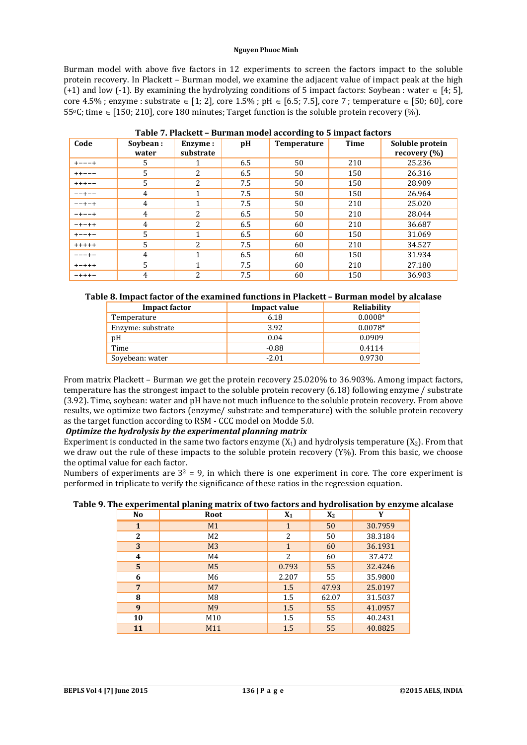Burman model with above five factors in 12 experiments to screen the factors impact to the soluble protein recovery. In Plackett – Burman model, we examine the adjacent value of impact peak at the high (+1) and low (-1). By examining the hydrolyzing conditions of 5 impact factors: Soybean : water ∈ [4; 5], core 4.5% ; enzyme : substrate ∈ [1; 2], core 1.5% ; pH ∈ [6.5; 7.5], core 7 ; temperature ∈ [50; 60], core 55$^{o}$C; time ∈ [150; 210], core 180 minutes; Target function is the soluble protein recovery (%).

**Table 7. Plackett – Burman model according to 5 impact factors**

| Code | Soybean : water | Enzyme : substrate | pH | Temperature | Time | Soluble protein recovery (%) |
|---|---|---|---|---|---|---|
| +−−−+ | 5 | 1 | 6.5 | 50 | 210 | 25.236 |
| ++−−− | 5 | 2 | 6.5 | 50 | 150 | 26.316 |
| +++−− | 5 | 2 | 7.5 | 50 | 150 | 28.909 |
| −−+−− | 4 | 1 | 7.5 | 50 | 150 | 26.964 |
| −−+−+ | 4 | 1 | 7.5 | 50 | 210 | 25.020 |
| −+−−+ | 4 | 2 | 6.5 | 50 | 210 | 28.044 |
| −+−++ | 4 | 2 | 6.5 | 60 | 210 | 36.687 |
| +−−+− | 5 | 1 | 6.5 | 60 | 150 | 31.069 |
| +++++ | 5 | 2 | 7.5 | 60 | 210 | 34.527 |
| −−−+− | 4 | 1 | 6.5 | 60 | 150 | 31.934 |
| +−+++ | 5 | 1 | 7.5 | 60 | 210 | 27.180 |
| −+++− | 4 | 2 | 7.5 | 60 | 150 | 36.903 |

**Table 8. Impact factor of the examined functions in Plackett – Burman model by alcalase**

| Impact factor | Impact value | Reliability |
|---|---|---|
| Temperature | 6.18 | 0.0008* |
| Enzyme: substrate | 3.92 | 0.0078* |
| pH | 0.04 | 0.0909 |
| Time | -0.88 | 0.4114 |
| Soyebean: water | -2.01 | 0.9730 |

From matrix Plackett – Burman we get the protein recovery 25.020% to 36.903%. Among impact factors, temperature has the strongest impact to the soluble protein recovery (6.18) following enzyme / substrate (3.92). Time, soybean: water and pH have not much influence to the soluble protein recovery. From above results, we optimize two factors (enzyme/ substrate and temperature) with the soluble protein recovery as the target function according to RSM - CCC model on Modde 5.0.

***Optimize the hydrolysis by the experimental planning matrix***

Experiment is conducted in the same two factors enzyme ($X_1$) and hydrolysis temperature ($X_2$). From that we draw out the rule of these impacts to the soluble protein recovery (Y%). From this basic, we choose the optimal value for each factor.

Numbers of experiments are $3^2$ = 9, in which there is one experiment in core. The core experiment is performed in triplicate to verify the significance of these ratios in the regression equation.

**Table 9. The experimental planing matrix of two factors and hydrolisation by enzyme alcalase**

| No | Root | $X_1$ | $X_2$ | Y |
|---|---|---|---|---|
| **1** | M1 | 1 | 50 | 30.7959 |
| **2** | M2 | 2 | 50 | 38.3184 |
| **3** | M3 | 1 | 60 | 36.1931 |
| **4** | M4 | 2 | 60 | 37.472 |
| **5** | M5 | 0.793 | 55 | 32.4246 |
| **6** | M6 | 2.207 | 55 | 35.9800 |
| **7** | M7 | 1.5 | 47.93 | 25.0197 |
| **8** | M8 | 1.5 | 62.07 | 31.5037 |
| **9** | M9 | 1.5 | 55 | 41.0957 |
| **10** | M10 | 1.5 | 55 | 40.2431 |
| **11** | M11 | 1.5 | 55 | 40.8825 |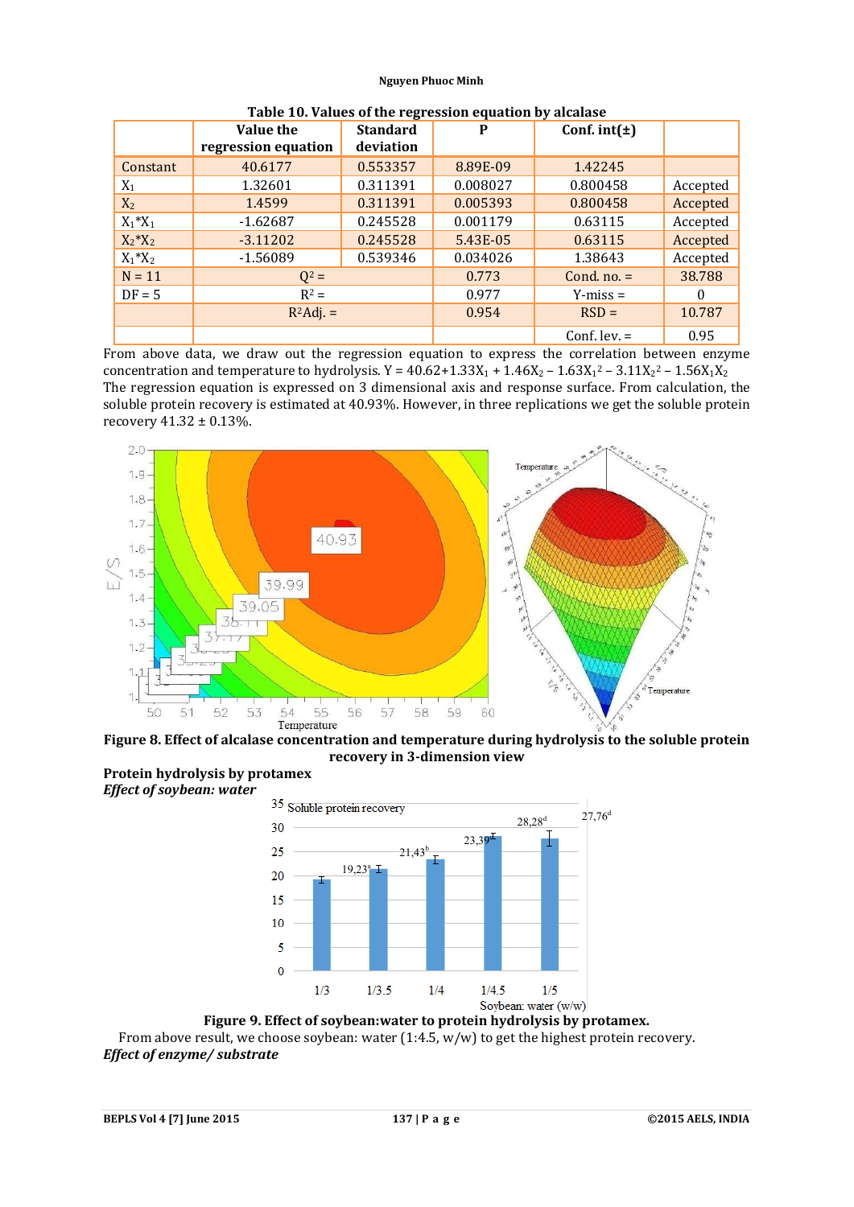**Table 10. Values of the regression equation by alcalase**

| | Value the regression equation | Standard deviation | P | Conf. int(±) | |
|---|---|---|---|---|---|
| Constant | 40.6177 | 0.553357 | 8.89E-09 | 1.42245 | |
| $X_1$ | 1.32601 | 0.311391 | 0.008027 | 0.800458 | Accepted |
| $X_2$ | 1.4599 | 0.311391 | 0.005393 | 0.800458 | Accepted |
| $X_1*X_1$ | -1.62687 | 0.245528 | 0.001179 | 0.63115 | Accepted |
| $X_2*X_2$ | -3.11202 | 0.245528 | 5.43E-05 | 0.63115 | Accepted |
| $X_1*X_2$ | -1.56089 | 0.539346 | 0.034026 | 1.38643 | Accepted |
| N = 11 | $Q^2$ = | | 0.773 | Cond. no. = | 38.788 |
| DF = 5 | $R^2$ = | | 0.977 | Y-miss = | 0 |
| | $R^2$Adj. = | | 0.954 | RSD = | 10.787 |
| | | | | Conf. lev. = | 0.95 |

From above data, we draw out the regression equation to express the correlation between enzyme concentration and temperature to hydrolysis. $Y = 40.62 + 1.33X_1 + 1.46X_2 - 1.63X_1^2 - 3.11X_2^2 - 1.56X_1X_2$ The regression equation is expressed on 3 dimensional axis and response surface. From calculation, the soluble protein recovery is estimated at 40.93%. However, in three replications we get the soluble protein recovery 41.32 ± 0.13%.

**Figure 8. Effect of alcalase concentration and temperature during hydrolysis to the soluble protein recovery in 3-dimension view**

**Protein hydrolysis by protamex**

***Effect of soybean: water***

**Figure 9. Effect of soybean:water to protein hydrolysis by protamex.**

From above result, we choose soybean: water (1:4.5, w/w) to get the highest protein recovery.

***Effect of enzyme/ substrate***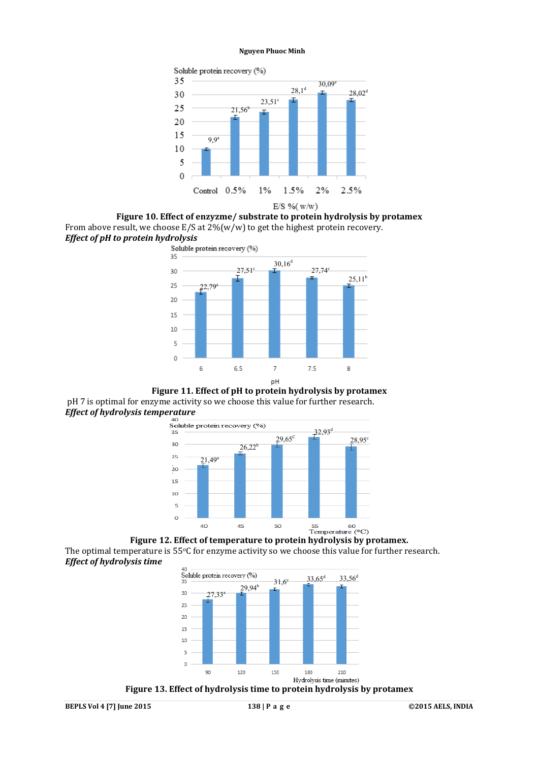**Figure 10. Effect of enzyzme/ substrate to protein hydrolysis by protamex**

From above result, we choose E/S at 2%(w/w) to get the highest protein recovery.

***Effect of pH to protein hydrolysis***

**Figure 11. Effect of pH to protein hydrolysis by protamex**

pH 7 is optimal for enzyme activity so we choose this value for further research.

***Effect of hydrolysis temperature***

**Figure 12. Effect of temperature to protein hydrolysis by protamex.**

The optimal temperature is 55°C for enzyme activity so we choose this value for further research.

***Effect of hydrolysis time***

**Figure 13. Effect of hydrolysis time to protein hydrolysis by protamex**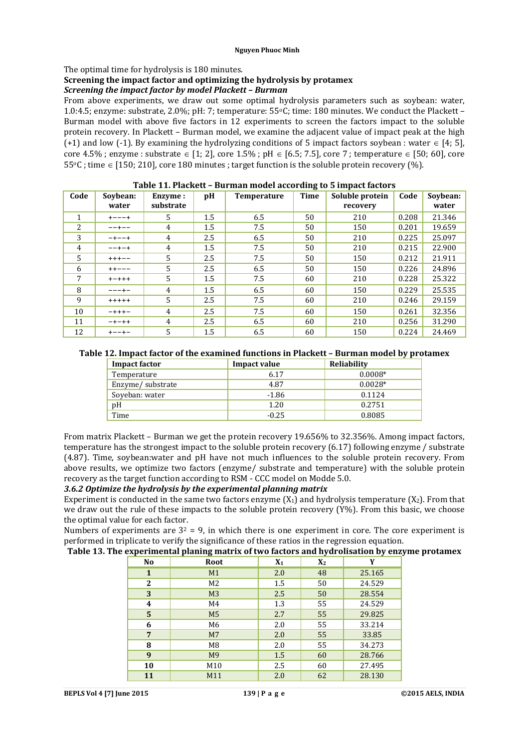The optimal time for hydrolysis is 180 minutes.

**Screening the impact factor and optimizing the hydrolysis by protamex**

***Screening the impact factor by model Plackett – Burman***

From above experiments, we draw out some optimal hydrolysis parameters such as soybean: water, 1.0:4.5; enzyme: substrate, 2.0%; pH: 7; temperature: 55°C; time: 180 minutes. We conduct the Plackett – Burman model with above five factors in 12 experiments to screen the factors impact to the soluble protein recovery. In Plackett – Burman model, we examine the adjacent value of impact peak at the high (+1) and low (-1). By examining the hydrolyzing conditions of 5 impact factors soybean : water ∈ [4; 5], core 4.5% ; enzyme : substrate ∈ [1; 2], core 1.5% ; pH ∈ [6.5; 7.5], core 7 ; temperature ∈ [50; 60], core 55°C ; time ∈ [150; 210], core 180 minutes ; target function is the soluble protein recovery (%).

**Table 11. Plackett – Burman model according to 5 impact factors**

| Code | Soybean: water | Enzyme : substrate | pH | Temperature | Time | Soluble protein recovery | Code | Soybean: water |
|---|---|---|---|---|---|---|---|---|
| 1 | +−−−+ | 5 | 1.5 | 6.5 | 50 | 210 | 0.208 | 21.346 |
| 2 | −−+−− | 4 | 1.5 | 7.5 | 50 | 150 | 0.201 | 19.659 |
| 3 | −+−−+ | 4 | 2.5 | 6.5 | 50 | 210 | 0.225 | 25.097 |
| 4 | −−+−+ | 4 | 1.5 | 7.5 | 50 | 210 | 0.215 | 22.900 |
| 5 | +++−− | 5 | 2.5 | 7.5 | 50 | 150 | 0.212 | 21.911 |
| 6 | ++−−− | 5 | 2.5 | 6.5 | 50 | 150 | 0.226 | 24.896 |
| 7 | +−+++ | 5 | 1.5 | 7.5 | 60 | 210 | 0.228 | 25.322 |
| 8 | −−−+− | 4 | 1.5 | 6.5 | 60 | 150 | 0.229 | 25.535 |
| 9 | +++++ | 5 | 2.5 | 7.5 | 60 | 210 | 0.246 | 29.159 |
| 10 | −+++− | 4 | 2.5 | 7.5 | 60 | 150 | 0.261 | 32.356 |
| 11 | −+−++ | 4 | 2.5 | 6.5 | 60 | 210 | 0.256 | 31.290 |
| 12 | +−−+− | 5 | 1.5 | 6.5 | 60 | 150 | 0.224 | 24.469 |

**Table 12. Impact factor of the examined functions in Plackett – Burman model by protamex**

| Impact factor | Impact value | Reliability |
|---|---|---|
| Temperature | 6.17 | 0.0008* |
| Enzyme/ substrate | 4.87 | 0.0028* |
| Soyeban: water | -1.86 | 0.1124 |
| pH | 1.20 | 0.2751 |
| Time | -0.25 | 0.8085 |

From matrix Plackett – Burman we get the protein recovery 19.656% to 32.356%. Among impact factors, temperature has the strongest impact to the soluble protein recovery (6.17) following enzyme / substrate (4.87). Time, soybean:water and pH have not much influences to the soluble protein recovery. From above results, we optimize two factors (enzyme/ substrate and temperature) with the soluble protein recovery as the target function according to RSM - CCC model on Modde 5.0.

***3.6.2 Optimize the hydrolysis by the experimental planning matrix***

Experiment is conducted in the same two factors enzyme ($X_1$) and hydrolysis temperature ($X_2$). From that we draw out the rule of these impacts to the soluble protein recovery (Y%). From this basic, we choose the optimal value for each factor.

Numbers of experiments are $3^2$ = 9, in which there is one experiment in core. The core experiment is performed in triplicate to verify the significance of these ratios in the regression equation.

**Table 13. The experimental planing matrix of two factors and hydrolisation by enzyme protamex**

| No | Root | $X_1$ | $X_2$ | Y |
|---|---|---|---|---|
| **1** | M1 | 2.0 | 48 | 25.165 |
| **2** | M2 | 1.5 | 50 | 24.529 |
| **3** | M3 | 2.5 | 50 | 28.554 |
| **4** | M4 | 1.3 | 55 | 24.529 |
| **5** | M5 | 2.7 | 55 | 29.825 |
| **6** | M6 | 2.0 | 55 | 33.214 |
| **7** | M7 | 2.0 | 55 | 33.85 |
| **8** | M8 | 2.0 | 55 | 34.273 |
| **9** | M9 | 1.5 | 60 | 28.766 |
| **10** | M10 | 2.5 | 60 | 27.495 |
| **11** | M11 | 2.0 | 62 | 28.130 |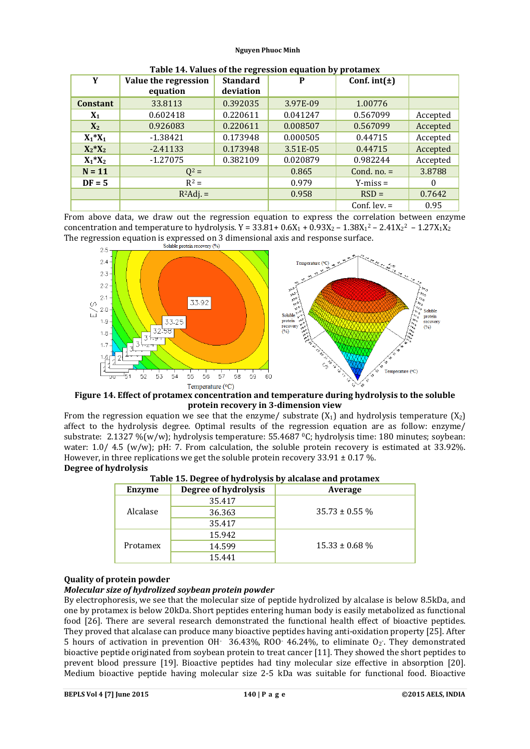**Table 14. Values of the regression equation by protamex**

| Y | Value the regression equation | Standard deviation | P | Conf. int(±) | |
|---|---|---|---|---|---|
| **Constant** | 33.8113 | 0.392035 | 3.97E-09 | 1.00776 | |
| **$X_1$** | 0.602418 | 0.220611 | 0.041247 | 0.567099 | Accepted |
| **$X_2$** | 0.926083 | 0.220611 | 0.008507 | 0.567099 | Accepted |
| **$X_1$*$X_1$** | -1.38421 | 0.173948 | 0.000505 | 0.44715 | Accepted |
| **$X_2$*$X_2$** | -2.41133 | 0.173948 | 3.51E-05 | 0.44715 | Accepted |
| **$X_1$*$X_2$** | -1.27075 | 0.382109 | 0.020879 | 0.982244 | Accepted |
| **N = 11** | $Q^2$ = | | 0.865 | Cond. no. = | 3.8788 |
| **DF = 5** | $R^2$ = | | 0.979 | Y-miss = | 0 |
| | $R^2$Adj. = | | 0.958 | RSD = | 0.7642 |
| | | | | Conf. lev. = | 0.95 |

From above data, we draw out the regression equation to express the correlation between enzyme concentration and temperature to hydrolysis. $Y = 33.81 + 0.6X_1 + 0.93X_2 - 1.38X_1^2 - 2.41X_2^2 - 1.27X_1X_2$
The regression equation is expressed on 3 dimensional axis and response surface.

**Figure 14. Effect of protamex concentration and temperature during hydrolysis to the soluble protein recovery in 3-dimension view**

From the regression equation we see that the enzyme/ substrate ($X_1$) and hydrolysis temperature ($X_2$) affect to the hydrolysis degree. Optimal results of the regression equation are as follow: enzyme/ substrate: 2.1327 %(w/w); hydrolysis temperature: 55.4687 $^0$C; hydrolysis time: 180 minutes; soybean: water: 1.0/ 4.5 (w/w); pH: 7. From calculation, the soluble protein recovery is estimated at 33.92%. However, in three replications we get the soluble protein recovery 33.91 ± 0.17 %.

**Degree of hydrolysis**

**Table 15. Degree of hydrolysis by alcalase and protamex**

| Enzyme | Degree of hydrolysis | Average |
|---|---|---|
| Alcalase | 35.417 | 35.73 ± 0.55 % |
| | 36.363 | |
| | 35.417 | |
| Protamex | 15.942 | 15.33 ± 0.68 % |
| | 14.599 | |
| | 15.441 | |

## Quality of protein powder

### *Molecular size of hydrolized soybean protein powder*

By electrophoresis, we see that the molecular size of peptide hydrolized by alcalase is below 8.5kDa, and one by protamex is below 20kDa. Short peptides entering human body is easily metabolized as functional food [26]. There are several research demonstrated the functional health effect of bioactive peptides. They proved that alcalase can produce many bioactive peptides having anti-oxidation property [25]. After 5 hours of activation in prevention $OH^-$ 36.43%, $ROO^-$ 46.24%, to eliminate $O_2^-$. They demonstrated bioactive peptide originated from soybean protein to treat cancer [11]. They showed the short peptides to prevent blood pressure [19]. Bioactive peptides had tiny molecular size effective in absorption [20]. Medium bioactive peptide having molecular size 2-5 kDa was suitable for functional food. Bioactive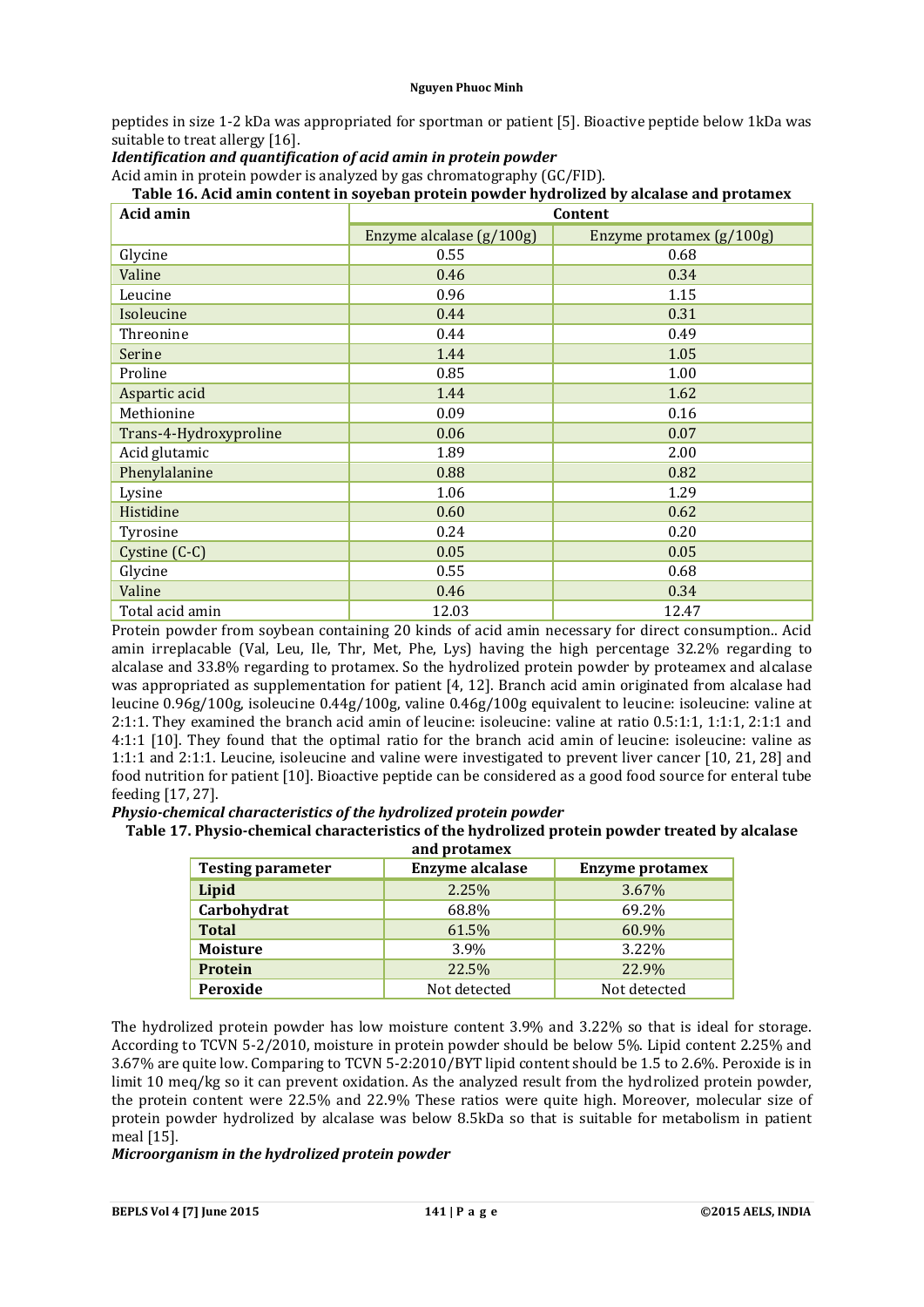peptides in size 1-2 kDa was appropriated for sportman or patient [5]. Bioactive peptide below 1kDa was suitable to treat allergy [16].

***Identification and quantification of acid amin in protein powder***

Acid amin in protein powder is analyzed by gas chromatography (GC/FID).

**Table 16. Acid amin content in soyeban protein powder hydrolized by alcalase and protamex**

| Acid amin | Content | |
|---|---|---|
| | Enzyme alcalase (g/100g) | Enzyme protamex (g/100g) |
| Glycine | 0.55 | 0.68 |
| Valine | 0.46 | 0.34 |
| Leucine | 0.96 | 1.15 |
| Isoleucine | 0.44 | 0.31 |
| Threonine | 0.44 | 0.49 |
| Serine | 1.44 | 1.05 |
| Proline | 0.85 | 1.00 |
| Aspartic acid | 1.44 | 1.62 |
| Methionine | 0.09 | 0.16 |
| Trans-4-Hydroxyproline | 0.06 | 0.07 |
| Acid glutamic | 1.89 | 2.00 |
| Phenylalanine | 0.88 | 0.82 |
| Lysine | 1.06 | 1.29 |
| Histidine | 0.60 | 0.62 |
| Tyrosine | 0.24 | 0.20 |
| Cystine (C-C) | 0.05 | 0.05 |
| Glycine | 0.55 | 0.68 |
| Valine | 0.46 | 0.34 |
| Total acid amin | 12.03 | 12.47 |

Protein powder from soybean containing 20 kinds of acid amin necessary for direct consumption.. Acid amin irreplacable (Val, Leu, Ile, Thr, Met, Phe, Lys) having the high percentage 32.2% regarding to alcalase and 33.8% regarding to protamex. So the hydrolized protein powder by proteamex and alcalase was appropriated as supplementation for patient [4, 12]. Branch acid amin originated from alcalase had leucine 0.96g/100g, isoleucine 0.44g/100g, valine 0.46g/100g equivalent to leucine: isoleucine: valine at 2:1:1. They examined the branch acid amin of leucine: isoleucine: valine at ratio 0.5:1:1, 1:1:1, 2:1:1 and 4:1:1 [10]. They found that the optimal ratio for the branch acid amin of leucine: isoleucine: valine as 1:1:1 and 2:1:1. Leucine, isoleucine and valine were investigated to prevent liver cancer [10, 21, 28] and food nutrition for patient [10]. Bioactive peptide can be considered as a good food source for enteral tube feeding [17, 27].

***Physio-chemical characteristics of the hydrolized protein powder***

**Table 17. Physio-chemical characteristics of the hydrolized protein powder treated by alcalase and protamex**

| Testing parameter | Enzyme alcalase | Enzyme protamex |
|---|---|---|
| **Lipid** | 2.25% | 3.67% |
| **Carbohydrat** | 68.8% | 69.2% |
| **Total** | 61.5% | 60.9% |
| **Moisture** | 3.9% | 3.22% |
| **Protein** | 22.5% | 22.9% |
| **Peroxide** | Not detected | Not detected |

The hydrolized protein powder has low moisture content 3.9% and 3.22% so that is ideal for storage. According to TCVN 5-2/2010, moisture in protein powder should be below 5%. Lipid content 2.25% and 3.67% are quite low. Comparing to TCVN 5-2:2010/BYT lipid content should be 1.5 to 2.6%. Peroxide is in limit 10 meq/kg so it can prevent oxidation. As the analyzed result from the hydrolized protein powder, the protein content were 22.5% and 22.9% These ratios were quite high. Moreover, molecular size of protein powder hydrolized by alcalase was below 8.5kDa so that is suitable for metabolism in patient meal [15].

***Microorganism in the hydrolized protein powder***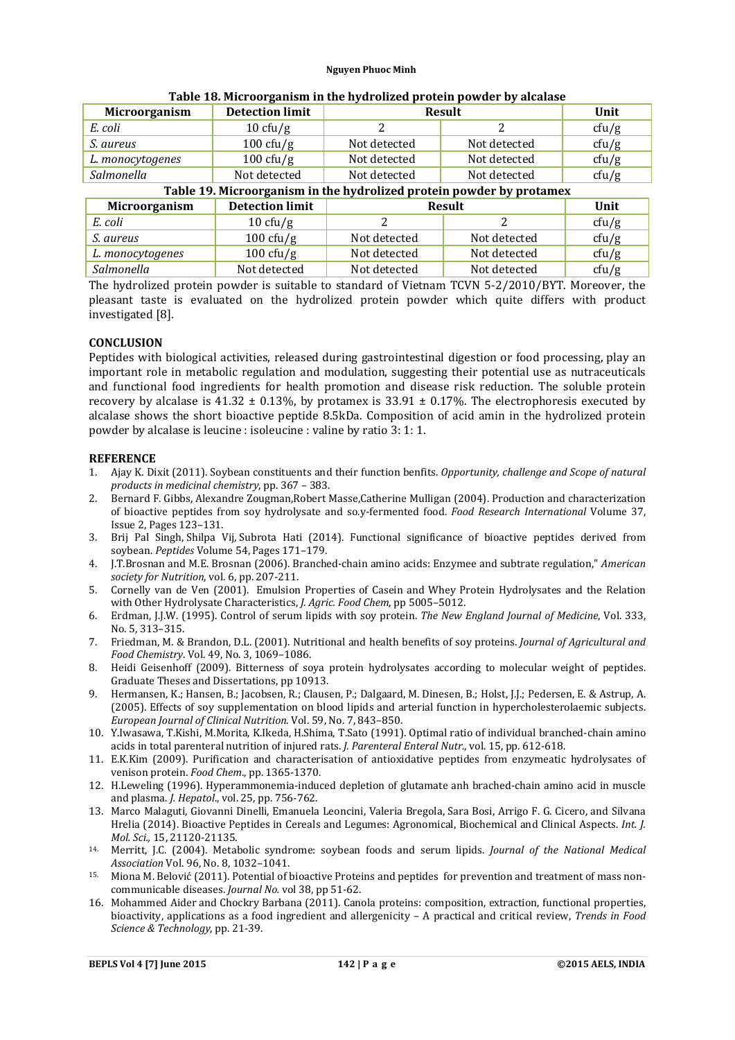**Table 18. Microorganism in the hydrolized protein powder by alcalase**

| Microorganism | Detection limit | Result | | Unit |
|---|---|---|---|---|
| *E. coli* | 10 cfu/g | 2 | 2 | cfu/g |
| *S. aureus* | 100 cfu/g | Not detected | Not detected | cfu/g |
| *L. monocytogenes* | 100 cfu/g | Not detected | Not detected | cfu/g |
| *Salmonella* | Not detected | Not detected | Not detected | cfu/g |

**Table 19. Microorganism in the hydrolized protein powder by protamex**

| Microorganism | Detection limit | Result | | Unit |
|---|---|---|---|---|
| *E. coli* | 10 cfu/g | 2 | 2 | cfu/g |
| *S. aureus* | 100 cfu/g | Not detected | Not detected | cfu/g |
| *L. monocytogenes* | 100 cfu/g | Not detected | Not detected | cfu/g |
| *Salmonella* | Not detected | Not detected | Not detected | cfu/g |

The hydrolized protein powder is suitable to standard of Vietnam TCVN 5-2/2010/BYT. Moreover, the pleasant taste is evaluated on the hydrolized protein powder which quite differs with product investigated [8].

## CONCLUSION

Peptides with biological activities, released during gastrointestinal digestion or food processing, play an important role in metabolic regulation and modulation, suggesting their potential use as nutraceuticals and functional food ingredients for health promotion and disease risk reduction. The soluble protein recovery by alcalase is 41.32 ± 0.13%, by protamex is 33.91 ± 0.17%. The electrophoresis executed by alcalase shows the short bioactive peptide 8.5kDa. Composition of acid amin in the hydrolized protein powder by alcalase is leucine : isoleucine : valine by ratio 3: 1: 1.

## REFERENCE

1. Ajay K. Dixit (2011). Soybean constituents and their function benfits. *Opportunity, challenge and Scope of natural products in medicinal chemistry*, pp. 367 – 383.
2. Bernard F. Gibbs, Alexandre Zougman,Robert Masse,Catherine Mulligan (2004). Production and characterization of bioactive peptides from soy hydrolysate and so.y-fermented food. *Food Research International* Volume 37, Issue 2, Pages 123–131.
3. Brij Pal Singh, Shilpa Vij, Subrota Hati (2014). Functional significance of bioactive peptides derived from soybean. *Peptides* Volume 54, Pages 171–179.
4. J.T.Brosnan and M.E. Brosnan (2006). Branched-chain amino acids: Enzymee and subtrate regulation," *American society for Nutrition*, vol. 6, pp. 207-211.
5. Cornelly van de Ven (2001). Emulsion Properties of Casein and Whey Protein Hydrolysates and the Relation with Other Hydrolysate Characteristics, *J. Agric. Food Chem*, pp 5005–5012.
6. Erdman, J.J.W. (1995). Control of serum lipids with soy protein. *The New England Journal of Medicine*, Vol. 333, No. 5, 313–315.
7. Friedman, M. & Brandon, D.L. (2001). Nutritional and health benefits of soy proteins. *Journal of Agricultural and Food Chemistry*. Vol. 49, No. 3, 1069–1086.
8. Heidi Geisenhoff (2009). Bitterness of soya protein hydrolysates according to molecular weight of peptides. Graduate Theses and Dissertations, pp 10913.
9. Hermansen, K.; Hansen, B.; Jacobsen, R.; Clausen, P.; Dalgaard, M. Dinesen, B.; Holst, J.J.; Pedersen, E. & Astrup, A. (2005). Effects of soy supplementation on blood lipids and arterial function in hypercholesterolaemic subjects. *European Journal of Clinical Nutrition*. Vol. 59, No. 7, 843–850.
10. Y.Iwasawa, T.Kishi, M.Morita, K.Ikeda, H.Shima, T.Sato (1991). Optimal ratio of individual branched-chain amino acids in total parenteral nutrition of injured rats. *J. Parenteral Enteral Nutr.*, vol. 15, pp. 612-618.
11. E.K.Kim (2009). Purification and characterisation of antioxidative peptides from enzymeatic hydrolysates of venison protein. *Food Chem*., pp. 1365-1370.
12. H.Leweling (1996). Hyperammonemia-induced depletion of glutamate anh brached-chain amino acid in muscle and plasma. *J. Hepatol*., vol. 25, pp. 756-762.
13. Marco Malaguti, Giovanni Dinelli, Emanuela Leoncini, Valeria Bregola, Sara Bosi, Arrigo F. G. Cicero, and Silvana Hrelia (2014). Bioactive Peptides in Cereals and Legumes: Agronomical, Biochemical and Clinical Aspects. *Int. J. Mol. Sci.,* 15, 21120-21135.
14. Merritt, J.C. (2004). Metabolic syndrome: soybean foods and serum lipids. *Journal of the National Medical Association* Vol. 96, No. 8, 1032–1041.
15. Miona M. Belović (2011). Potential of bioactive Proteins and peptides for prevention and treatment of mass non-communicable diseases. *Journal No.* vol 38, pp 51-62.
16. Mohammed Aider and Chockry Barbana (2011). Canola proteins: composition, extraction, functional properties, bioactivity, applications as a food ingredient and allergenicity – A practical and critical review, *Trends in Food Science & Technology*, pp. 21-39.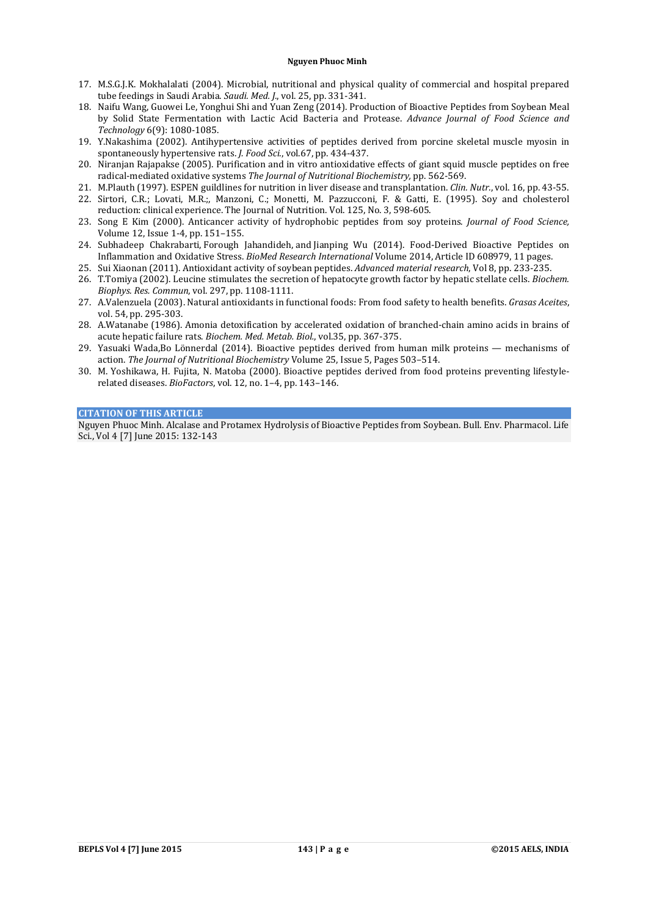17. M.S.G.J.K. Mokhalalati (2004). Microbial, nutritional and physical quality of commercial and hospital prepared tube feedings in Saudi Arabia. *Saudi. Med. J.*, vol. 25, pp. 331-341.
18. Naifu Wang, Guowei Le, Yonghui Shi and Yuan Zeng (2014). Production of Bioactive Peptides from Soybean Meal by Solid State Fermentation with Lactic Acid Bacteria and Protease. *Advance Journal of Food Science and Technology* 6(9): 1080-1085.
19. Y.Nakashima (2002). Antihypertensive activities of peptides derived from porcine skeletal muscle myosin in spontaneously hypertensive rats. *J. Food Sci.*, vol.67, pp. 434-437.
20. Niranjan Rajapakse (2005). Purification and in vitro antioxidative effects of giant squid muscle peptides on free radical-mediated oxidative systems *The Journal of Nutritional Biochemistry,* pp. 562-569.
21. M.Plauth (1997). ESPEN guildlines for nutrition in liver disease and transplantation. *Clin. Nutr.*, vol. 16, pp. 43-55.
22. Sirtori, C.R.; Lovati, M.R.;, Manzoni, C.; Monetti, M. Pazzucconi, F. & Gatti, E. (1995). Soy and cholesterol reduction: clinical experience. The Journal of Nutrition. Vol. 125, No. 3, 598-605.
23. Song E Kim (2000). Anticancer activity of hydrophobic peptides from soy proteins. *Journal of Food Science,* Volume 12, Issue 1-4, pp. 151–155.
24. Subhadeep Chakrabarti, Forough Jahandideh, and Jianping Wu (2014). Food-Derived Bioactive Peptides on Inflammation and Oxidative Stress. *BioMed Research International* Volume 2014, Article ID 608979, 11 pages.
25. Sui Xiaonan (2011). Antioxidant activity of soybean peptides. *Advanced material research*, Vol 8, pp. 233-235.
26. T.Tomiya (2002). Leucine stimulates the secretion of hepatocyte growth factor by hepatic stellate cells. *Biochem. Biophys. Res. Commun*, vol. 297, pp. 1108-1111.
27. A.Valenzuela (2003). Natural antioxidants in functional foods: From food safety to health benefits. *Grasas Aceites*, vol. 54, pp. 295-303.
28. A.Watanabe (1986). Amonia detoxification by accelerated oxidation of branched-chain amino acids in brains of acute hepatic failure rats. *Biochem. Med. Metab. Biol.*, vol.35, pp. 367-375.
29. Yasuaki Wada,Bo Lönnerdal (2014). Bioactive peptides derived from human milk proteins — mechanisms of action. *The Journal of Nutritional Biochemistry* Volume 25, Issue 5, Pages 503–514.
30. M. Yoshikawa, H. Fujita, N. Matoba (2000). Bioactive peptides derived from food proteins preventing lifestyle-related diseases. *BioFactors*, vol. 12, no. 1–4, pp. 143–146.

**CITATION OF THIS ARTICLE**

Nguyen Phuoc Minh. Alcalase and Protamex Hydrolysis of Bioactive Peptides from Soybean. Bull. Env. Pharmacol. Life Sci., Vol 4 [7] June 2015: 132-143